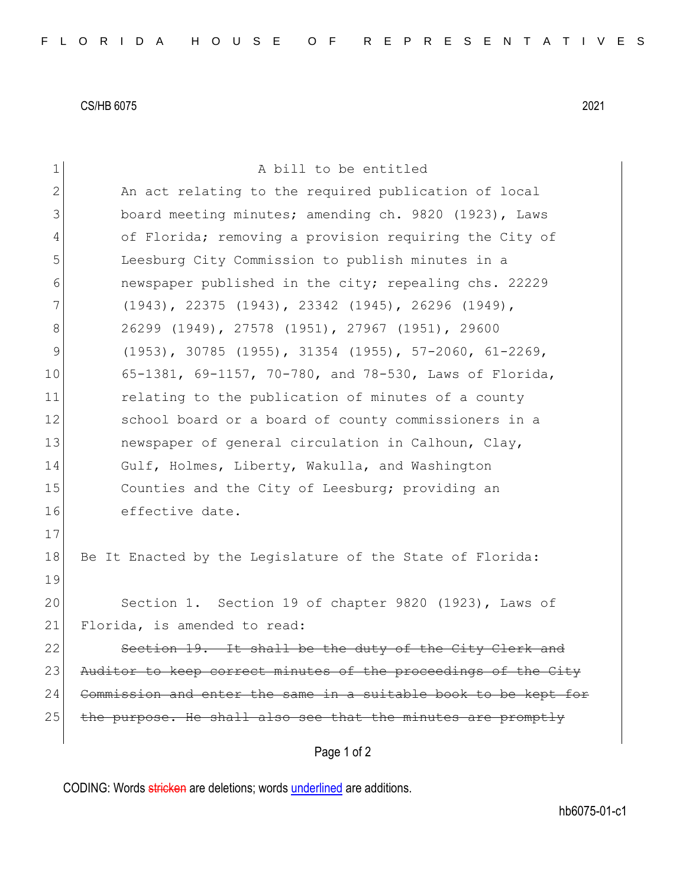CS/HB 6075 2021

A bill to be entitled

An act relating to the required publication of local board meeting minutes; amending ch. 9820 (1923), Laws of Florida; removing a provision requiring the City of Leesburg City Commission to publish minutes in a newspaper published in the city; repealing chs. 22229 (1943), 22375 (1943), 23342 (1945), 26296 (1949), 26299 (1949), 27578 (1951), 27967 (1951), 29600 (1953), 30785 (1955), 31354 (1955), 57-2060, 61-2269, 65-1381, 69-1157, 70-780, and 78-530, Laws of Florida, relating to the publication of minutes of a county school board or a board of county commissioners in a newspaper of general circulation in Calhoun, Clay, Gulf, Holmes, Liberty, Wakulla, and Washington Counties and the City of Leesburg; providing an effective date.

Be It Enacted by the Legislature of the State of Florida:

Section 1. Section 19 of chapter 9820 (1923), Laws of Florida, is amended to read:

~~Section 19. It shall be the duty of the City Clerk and Auditor to keep correct minutes of the proceedings of the City Commission and enter the same in a suitable book to be kept for the purpose. He shall also see that the minutes are promptly~~

CODING: Words ~~stricken~~ are deletions; words underlined are additions.

hb6075-01-c1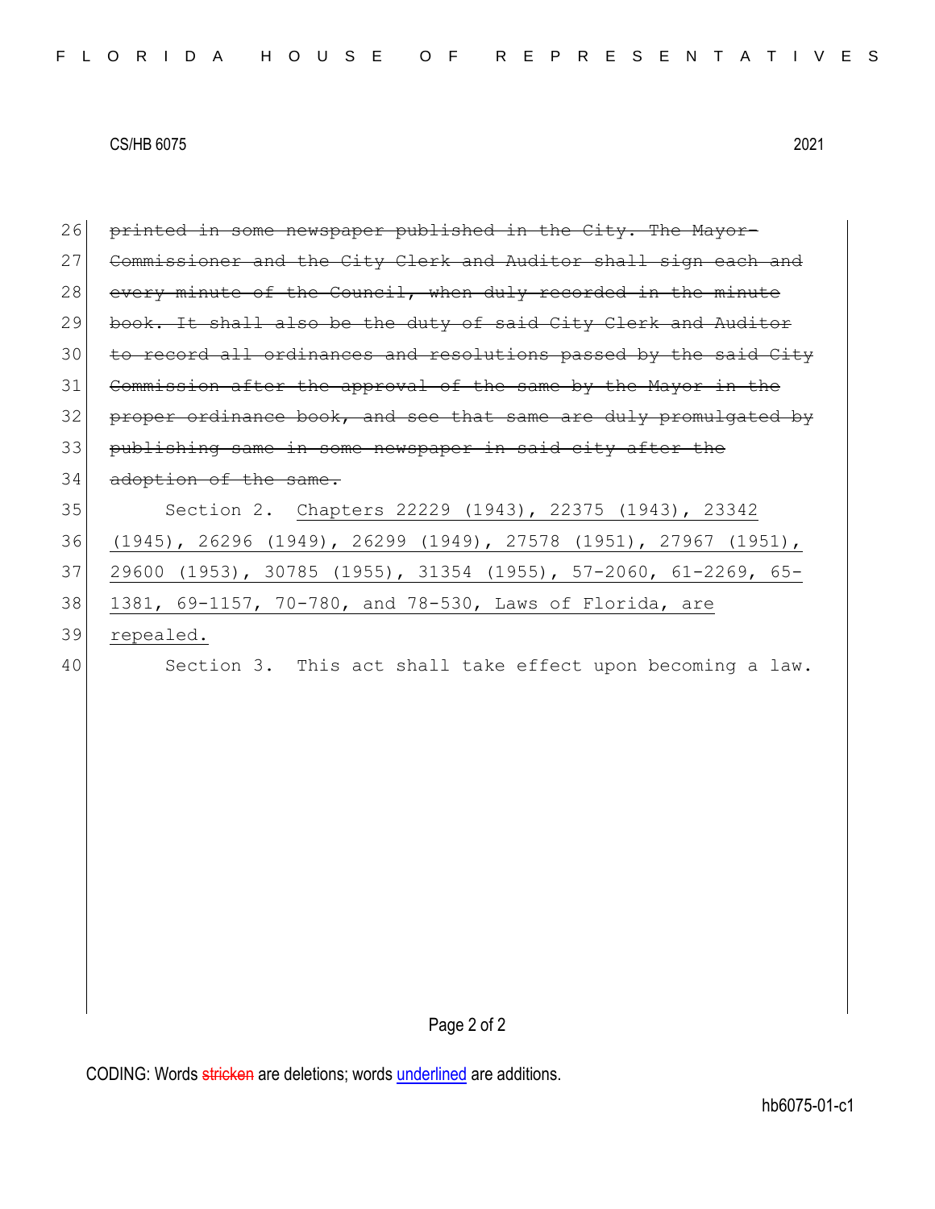CS/HB 6075 2021

26 ~~printed in some newspaper published in the City. The Mayor-~~
27 ~~Commissioner and the City Clerk and Auditor shall sign each and~~
28 ~~every minute of the Council, when duly recorded in the minute~~
29 ~~book. It shall also be the duty of said City Clerk and Auditor~~
30 ~~to record all ordinances and resolutions passed by the said City~~
31 ~~Commission after the approval of the same by the Mayor in the~~
32 ~~proper ordinance book, and see that same are duly promulgated by~~
33 ~~publishing same in some newspaper in said city after the~~
34 ~~adoption of the same.~~
35 Section 2. <u>Chapters 22229 (1943), 22375 (1943), 23342</u>
36 <u>(1945), 26296 (1949), 26299 (1949), 27578 (1951), 27967 (1951),</u>
37 <u>29600 (1953), 30785 (1955), 31354 (1955), 57-2060, 61-2269, 65-</u>
38 <u>1381, 69-1157, 70-780, and 78-530, Laws of Florida, are</u>
39 <u>repealed.</u>
40 Section 3. This act shall take effect upon becoming a law.

CODING: Words ~~stricken~~ are deletions; words <u>underlined</u> are additions.

hb6075-01-c1